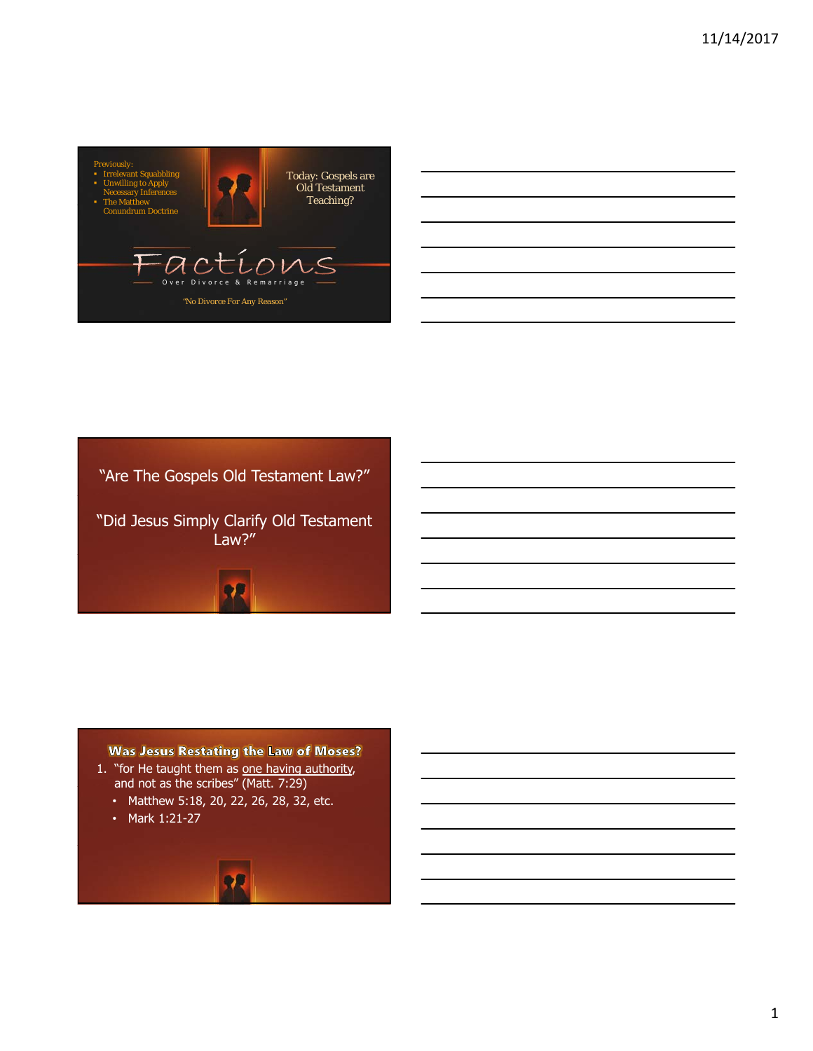Previously:

- Irrelevant Squabbling
- Unwilling to Apply Necessary Inferences
- The Matthew Conundrum Doctrine

Today: Gospels are Old Testament Teaching?

# Factions

Over Divorce & Remarriage

"No Divorce For Any Reason"

---

"Are The Gospels Old Testament Law?"

"Did Jesus Simply Clarify Old Testament Law?"

---

## Was Jesus Restating the Law of Moses?

1. "for He taught them as one having authority, and not as the scribes" (Matt. 7:29)
   - Matthew 5:18, 20, 22, 26, 28, 32, etc.
   - Mark 1:21-27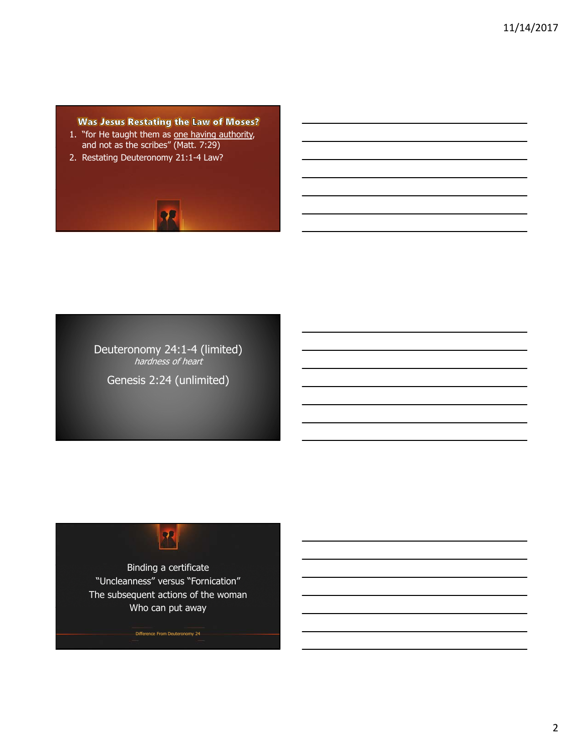## Was Jesus Restating the Law of Moses?

1. "for He taught them as one having authority, and not as the scribes" (Matt. 7:29)
2. Restating Deuteronomy 21:1-4 Law?

Deuteronomy 24:1-4 (limited)

*hardness of heart*

Genesis 2:24 (unlimited)

Binding a certificate

"Uncleanness" versus "Fornication"

The subsequent actions of the woman

Who can put away

Difference From Deuteronomy 24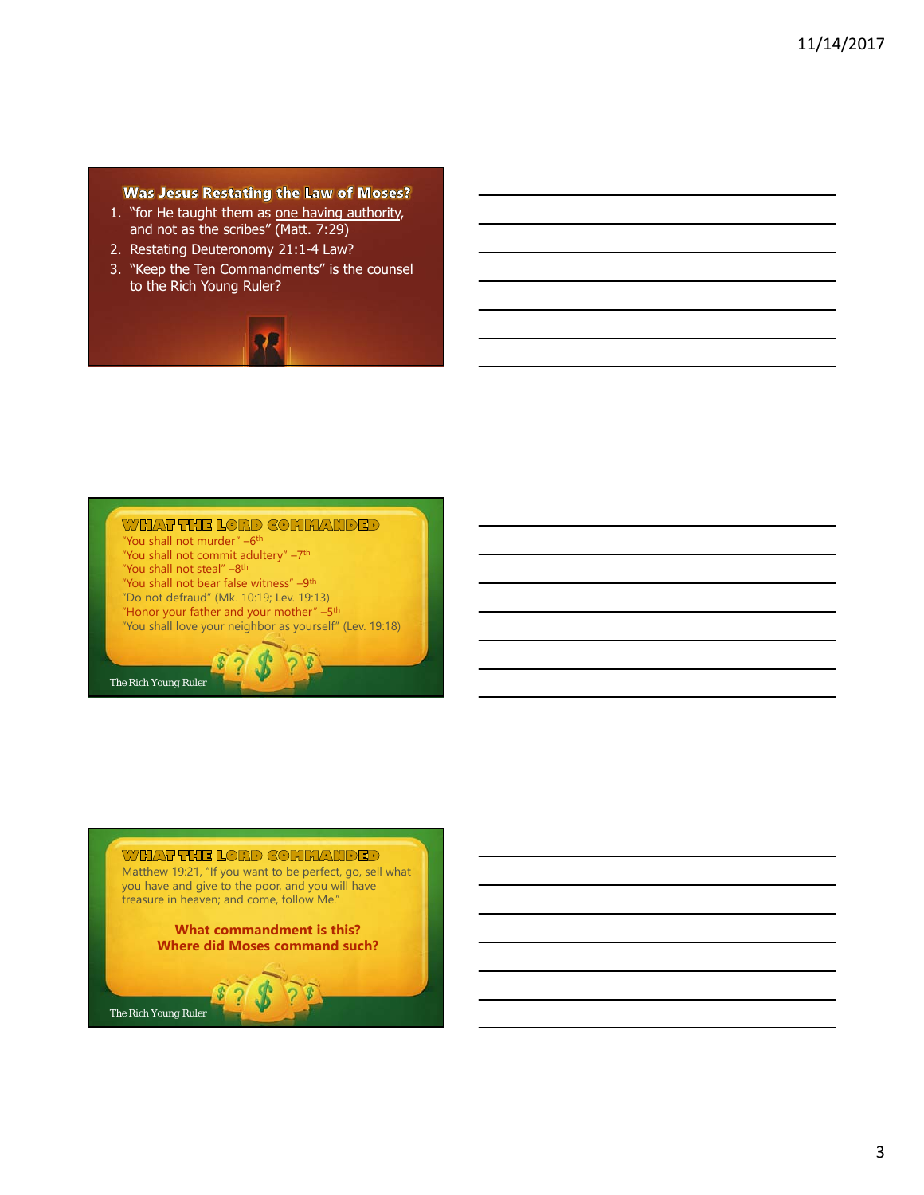## Was Jesus Restating the Law of Moses?

1. "for He taught them as one having authority, and not as the scribes" (Matt. 7:29)
2. Restating Deuteronomy 21:1-4 Law?
3. "Keep the Ten Commandments" is the counsel to the Rich Young Ruler?

## WHAT THE LORD COMMANDED

"You shall not murder" –6th
"You shall not commit adultery" –7th
"You shall not steal" –8th
"You shall not bear false witness" –9th
"Do not defraud" (Mk. 10:19; Lev. 19:13)
"Honor your father and your mother" –5th
"You shall love your neighbor as yourself" (Lev. 19:18)

The Rich Young Ruler

## WHAT THE LORD COMMANDED

Matthew 19:21, "If you want to be perfect, go, sell what you have and give to the poor, and you will have treasure in heaven; and come, follow Me."

**What commandment is this?**
**Where did Moses command such?**

The Rich Young Ruler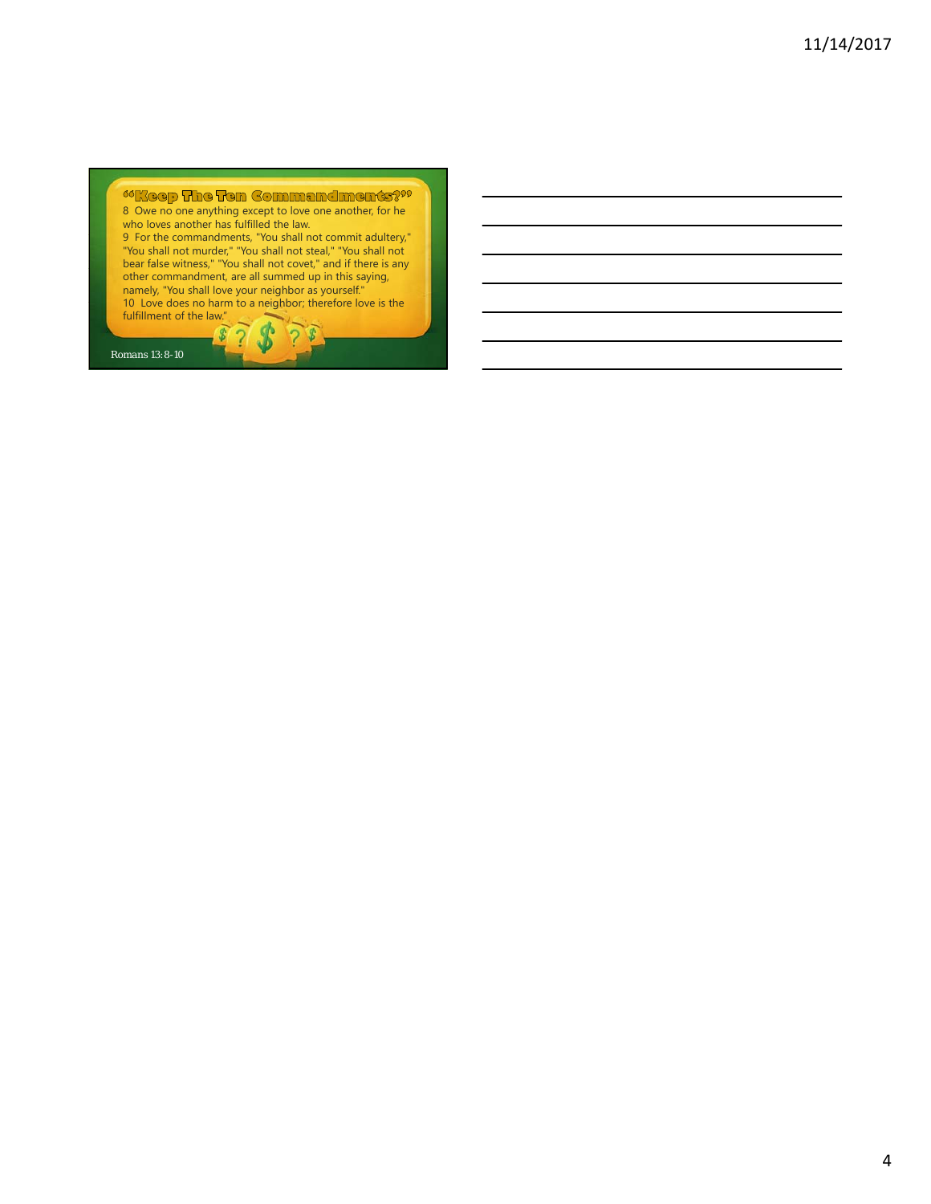## "Keep The Ten Commandments?"

8 Owe no one anything except to love one another, for he who loves another has fulfilled the law.

9 For the commandments, "You shall not commit adultery," "You shall not murder," "You shall not steal," "You shall not bear false witness," "You shall not covet," and if there is any other commandment, are all summed up in this saying, namely, "You shall love your neighbor as yourself."

10 Love does no harm to a neighbor; therefore love is the fulfillment of the law."

Romans 13:8-10